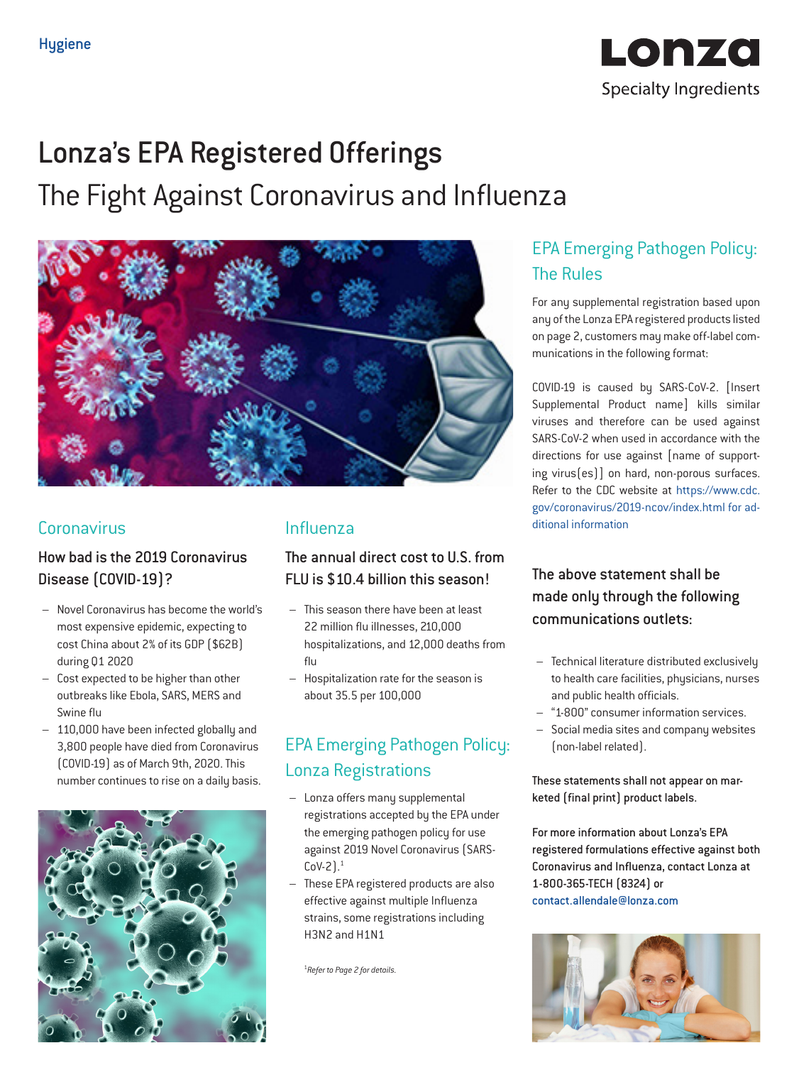Hygiene

Lonza
Specialty Ingredients

# Lonza's EPA Registered Offerings

## The Fight Against Coronavirus and Influenza

## Coronavirus

### How bad is the 2019 Coronavirus Disease (COVID-19)?

- Novel Coronavirus has become the world's most expensive epidemic, expecting to cost China about 2% of its GDP ($62B) during Q1 2020
- Cost expected to be higher than other outbreaks like Ebola, SARS, MERS and Swine flu
- 110,000 have been infected globally and 3,800 people have died from Coronavirus (COVID-19) as of March 9th, 2020. This number continues to rise on a daily basis.

## Influenza

### The annual direct cost to U.S. from FLU is $10.4 billion this season!

- This season there have been at least 22 million flu illnesses, 210,000 hospitalizations, and 12,000 deaths from flu
- Hospitalization rate for the season is about 35.5 per 100,000

## EPA Emerging Pathogen Policy: Lonza Registrations

- Lonza offers many supplemental registrations accepted by the EPA under the emerging pathogen policy for use against 2019 Novel Coronavirus (SARS-CoV-2).[1]
- These EPA registered products are also effective against multiple Influenza strains, some registrations including H3N2 and H1N1

[1] *Refer to Page 2 for details.*

## EPA Emerging Pathogen Policy: The Rules

For any supplemental registration based upon any of the Lonza EPA registered products listed on page 2, customers may make off-label communications in the following format:

COVID-19 is caused by SARS-CoV-2. [Insert Supplemental Product name] kills similar viruses and therefore can be used against SARS-CoV-2 when used in accordance with the directions for use against [name of supporting virus(es)] on hard, non-porous surfaces. Refer to the CDC website at https://www.cdc.gov/coronavirus/2019-ncov/index.html for additional information

### The above statement shall be made only through the following communications outlets:

- Technical literature distributed exclusively to health care facilities, physicians, nurses and public health officials.
- "1-800" consumer information services.
- Social media sites and company websites (non-label related).

**These statements shall not appear on marketed (final print) product labels.**

**For more information about Lonza's EPA registered formulations effective against both Coronavirus and Influenza, contact Lonza at 1-800-365-TECH (8324) or contact.allendale@lonza.com**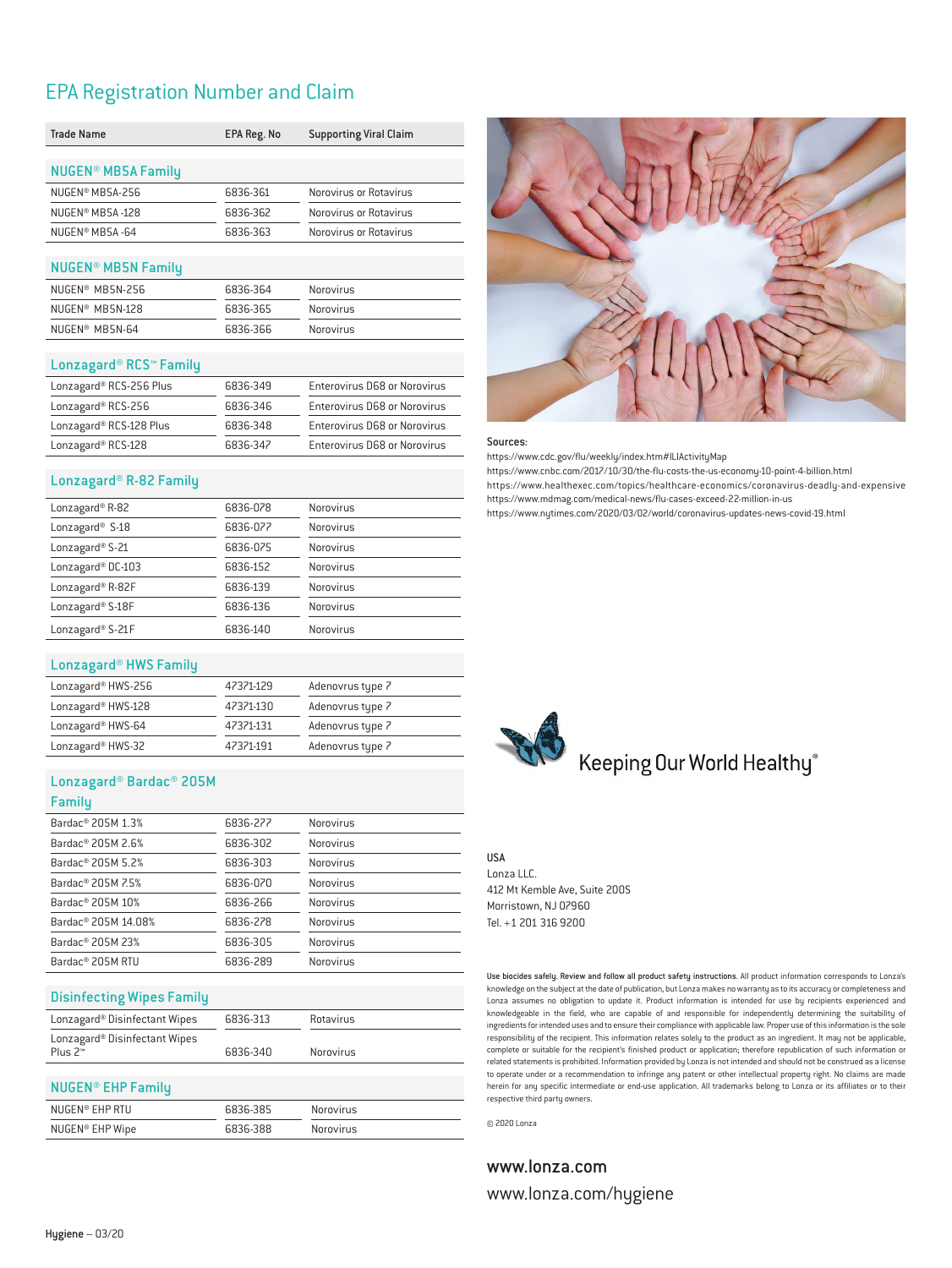# EPA Registration Number and Claim

| Trade Name | EPA Reg. No | Supporting Viral Claim |
|---|---|---|
| **NUGEN® MB5A Family** | | |
| NUGEN® MB5A-256 | 6836-361 | Norovirus or Rotavirus |
| NUGEN® MB5A -128 | 6836-362 | Norovirus or Rotavirus |
| NUGEN® MB5A -64 | 6836-363 | Norovirus or Rotavirus |
| **NUGEN® MB5N Family** | | |
| NUGEN® MB5N-256 | 6836-364 | Norovirus |
| NUGEN® MB5N-128 | 6836-365 | Norovirus |
| NUGEN® MB5N-64 | 6836-366 | Norovirus |
| **Lonzagard® RCS™ Family** | | |
| Lonzagard® RCS-256 Plus | 6836-349 | Enterovirus D68 or Norovirus |
| Lonzagard® RCS-256 | 6836-346 | Enterovirus D68 or Norovirus |
| Lonzagard® RCS-128 Plus | 6836-348 | Enterovirus D68 or Norovirus |
| Lonzagard® RCS-128 | 6836-347 | Enterovirus D68 or Norovirus |
| **Lonzagard® R-82 Family** | | |
| Lonzagard® R-82 | 6836-078 | Norovirus |
| Lonzagard® S-18 | 6836-077 | Norovirus |
| Lonzagard® S-21 | 6836-075 | Norovirus |
| Lonzagard® DC-103 | 6836-152 | Norovirus |
| Lonzagard® R-82F | 6836-139 | Norovirus |
| Lonzagard® S-18F | 6836-136 | Norovirus |
| Lonzagard® S-21F | 6836-140 | Norovirus |
| **Lonzagard® HWS Family** | | |
| Lonzagard® HWS-256 | 47371-129 | Adenovrus type 7 |
| Lonzagard® HWS-128 | 47371-130 | Adenovrus type 7 |
| Lonzagard® HWS-64 | 47371-131 | Adenovrus type 7 |
| Lonzagard® HWS-32 | 47371-191 | Adenovrus type 7 |
| **Lonzagard® Bardac® 205M Family** | | |
| Bardac® 205M 1.3% | 6836-277 | Norovirus |
| Bardac® 205M 2.6% | 6836-302 | Norovirus |
| Bardac® 205M 5.2% | 6836-303 | Norovirus |
| Bardac® 205M 7.5% | 6836-070 | Norovirus |
| Bardac® 205M 10% | 6836-266 | Norovirus |
| Bardac® 205M 14.08% | 6836-278 | Norovirus |
| Bardac® 205M 23% | 6836-305 | Norovirus |
| Bardac® 205M RTU | 6836-289 | Norovirus |
| **Disinfecting Wipes Family** | | |
| Lonzagard® Disinfectant Wipes | 6836-313 | Rotavirus |
| Lonzagard® Disinfectant Wipes Plus 2™ | 6836-340 | Norovirus |
| **NUGEN® EHP Family** | | |
| NUGEN® EHP RTU | 6836-385 | Norovirus |
| NUGEN® EHP Wipe | 6836-388 | Norovirus |

Sources:

https://www.cdc.gov/flu/weekly/index.htm#ILIActivityMap
https://www.cnbc.com/2017/10/30/the-flu-costs-the-us-economy-10-point-4-billion.html
https://www.healthexec.com/topics/healthcare-economics/coronavirus-deadly-and-expensive
https://www.mdmag.com/medical-news/flu-cases-exceed-22-million-in-us
https://www.nytimes.com/2020/03/02/world/coronavirus-updates-news-covid-19.html

Keeping Our World Healthy®

USA
Lonza LLC.
412 Mt Kemble Ave, Suite 200S
Morristown, NJ 07960
Tel. +1 201 316 9200

**Use biocides safely. Review and follow all product safety instructions.** All product information corresponds to Lonza's knowledge on the subject at the date of publication, but Lonza makes no warranty as to its accuracy or completeness and Lonza assumes no obligation to update it. Product information is intended for use by recipients experienced and knowledgeable in the field, who are capable of and responsible for independently determining the suitability of ingredients for intended uses and to ensure their compliance with applicable law. Proper use of this information is the sole responsibility of the recipient. This information relates solely to the product as an ingredient. It may not be applicable, complete or suitable for the recipient's finished product or application; therefore republication of such information or related statements is prohibited. Information provided by Lonza is not intended and should not be construed as a license to operate under or a recommendation to infringe any patent or other intellectual property right. No claims are made herein for any specific intermediate or end-use application. All trademarks belong to Lonza or its affiliates or to their respective third party owners.

© 2020 Lonza

**www.lonza.com**
www.lonza.com/hygiene

Hygiene – 03/20